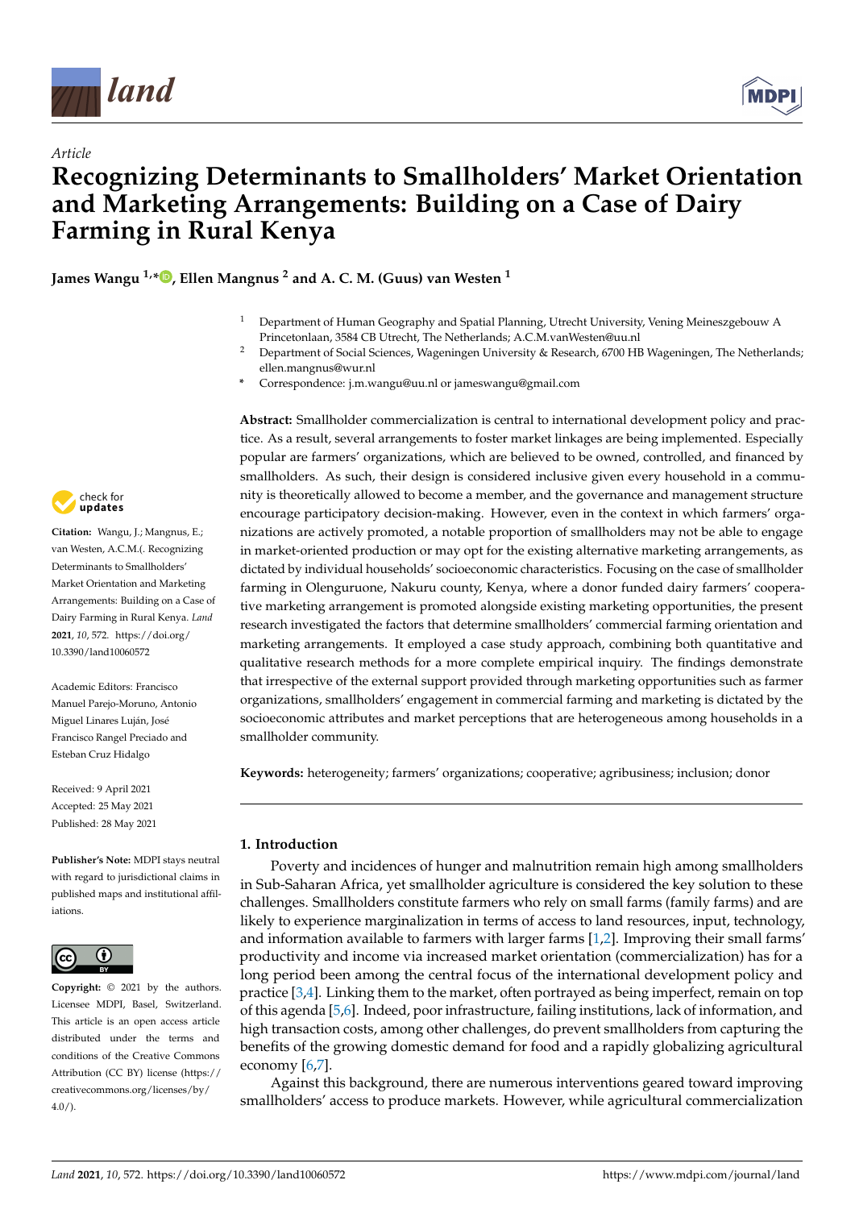*Article*

# Recognizing Determinants to Smallholders' Market Orientation and Marketing Arrangements: Building on a Case of Dairy Farming in Rural Kenya

**James Wangu [1,*], Ellen Mangnus [2] and A. C. M. (Guus) van Westen [1]**

[1] Department of Human Geography and Spatial Planning, Utrecht University, Vening Meineszgebouw A Princetonlaan, 3584 CB Utrecht, The Netherlands; A.C.M.vanWesten@uu.nl

[2] Department of Social Sciences, Wageningen University & Research, 6700 HB Wageningen, The Netherlands; ellen.mangnus@wur.nl

\* Correspondence: j.m.wangu@uu.nl or jameswangu@gmail.com

**Citation:** Wangu, J.; Mangnus, E.; van Westen, A.C.M.(. Recognizing Determinants to Smallholders' Market Orientation and Marketing Arrangements: Building on a Case of Dairy Farming in Rural Kenya. *Land* **2021**, *10*, 572. https://doi.org/10.3390/land10060572

Academic Editors: Francisco Manuel Parejo-Moruno, Antonio Miguel Linares Luján, José Francisco Rangel Preciado and Esteban Cruz Hidalgo

Received: 9 April 2021
Accepted: 25 May 2021
Published: 28 May 2021

**Publisher's Note:** MDPI stays neutral with regard to jurisdictional claims in published maps and institutional affiliations.

**Copyright:** © 2021 by the authors. Licensee MDPI, Basel, Switzerland. This article is an open access article distributed under the terms and conditions of the Creative Commons Attribution (CC BY) license (https://creativecommons.org/licenses/by/4.0/).

**Abstract:** Smallholder commercialization is central to international development policy and practice. As a result, several arrangements to foster market linkages are being implemented. Especially popular are farmers' organizations, which are believed to be owned, controlled, and financed by smallholders. As such, their design is considered inclusive given every household in a community is theoretically allowed to become a member, and the governance and management structure encourage participatory decision-making. However, even in the context in which farmers' organizations are actively promoted, a notable proportion of smallholders may not be able to engage in market-oriented production or may opt for the existing alternative marketing arrangements, as dictated by individual households' socioeconomic characteristics. Focusing on the case of smallholder farming in Olenguruone, Nakuru county, Kenya, where a donor funded dairy farmers' cooperative marketing arrangement is promoted alongside existing marketing opportunities, the present research investigated the factors that determine smallholders' commercial farming orientation and marketing arrangements. It employed a case study approach, combining both quantitative and qualitative research methods for a more complete empirical inquiry. The findings demonstrate that irrespective of the external support provided through marketing opportunities such as farmer organizations, smallholders' engagement in commercial farming and marketing is dictated by the socioeconomic attributes and market perceptions that are heterogeneous among households in a smallholder community.

**Keywords:** heterogeneity; farmers' organizations; cooperative; agribusiness; inclusion; donor

## 1. Introduction

Poverty and incidences of hunger and malnutrition remain high among smallholders in Sub-Saharan Africa, yet smallholder agriculture is considered the key solution to these challenges. Smallholders constitute farmers who rely on small farms (family farms) and are likely to experience marginalization in terms of access to land resources, input, technology, and information available to farmers with larger farms [1,2]. Improving their small farms' productivity and income via increased market orientation (commercialization) has for a long period been among the central focus of the international development policy and practice [3,4]. Linking them to the market, often portrayed as being imperfect, remain on top of this agenda [5,6]. Indeed, poor infrastructure, failing institutions, lack of information, and high transaction costs, among other challenges, do prevent smallholders from capturing the benefits of the growing domestic demand for food and a rapidly globalizing agricultural economy [6,7].

Against this background, there are numerous interventions geared toward improving smallholders' access to produce markets. However, while agricultural commercialization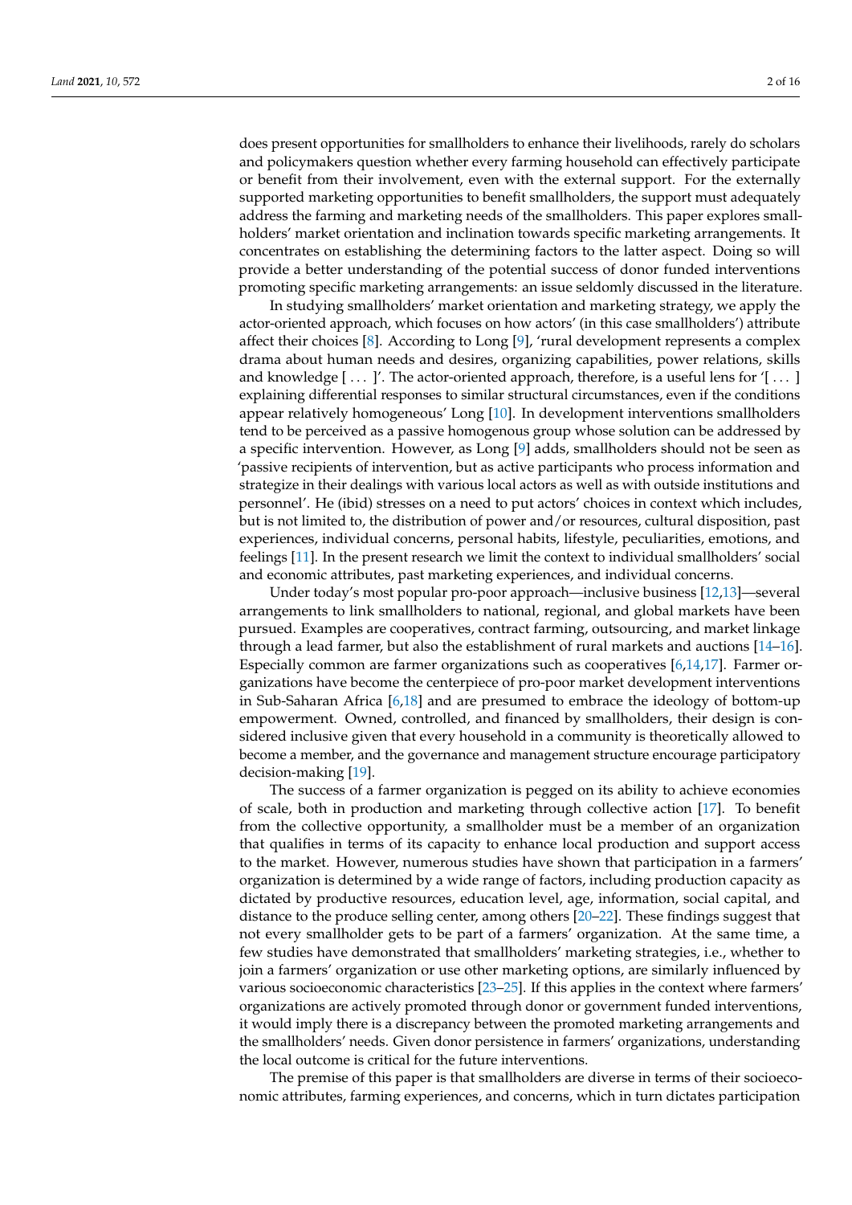does present opportunities for smallholders to enhance their livelihoods, rarely do scholars and policymakers question whether every farming household can effectively participate or benefit from their involvement, even with the external support. For the externally supported marketing opportunities to benefit smallholders, the support must adequately address the farming and marketing needs of the smallholders. This paper explores smallholders' market orientation and inclination towards specific marketing arrangements. It concentrates on establishing the determining factors to the latter aspect. Doing so will provide a better understanding of the potential success of donor funded interventions promoting specific marketing arrangements: an issue seldomly discussed in the literature.

In studying smallholders' market orientation and marketing strategy, we apply the actor-oriented approach, which focuses on how actors' (in this case smallholders') attribute affect their choices [8]. According to Long [9], 'rural development represents a complex drama about human needs and desires, organizing capabilities, power relations, skills and knowledge [ . . . ]'. The actor-oriented approach, therefore, is a useful lens for '[ . . . ] explaining differential responses to similar structural circumstances, even if the conditions appear relatively homogeneous' Long [10]. In development interventions smallholders tend to be perceived as a passive homogenous group whose solution can be addressed by a specific intervention. However, as Long [9] adds, smallholders should not be seen as 'passive recipients of intervention, but as active participants who process information and strategize in their dealings with various local actors as well as with outside institutions and personnel'. He (ibid) stresses on a need to put actors' choices in context which includes, but is not limited to, the distribution of power and/or resources, cultural disposition, past experiences, individual concerns, personal habits, lifestyle, peculiarities, emotions, and feelings [11]. In the present research we limit the context to individual smallholders' social and economic attributes, past marketing experiences, and individual concerns.

Under today's most popular pro-poor approach—inclusive business [12,13]—several arrangements to link smallholders to national, regional, and global markets have been pursued. Examples are cooperatives, contract farming, outsourcing, and market linkage through a lead farmer, but also the establishment of rural markets and auctions [14–16]. Especially common are farmer organizations such as cooperatives [6,14,17]. Farmer organizations have become the centerpiece of pro-poor market development interventions in Sub-Saharan Africa [6,18] and are presumed to embrace the ideology of bottom-up empowerment. Owned, controlled, and financed by smallholders, their design is considered inclusive given that every household in a community is theoretically allowed to become a member, and the governance and management structure encourage participatory decision-making [19].

The success of a farmer organization is pegged on its ability to achieve economies of scale, both in production and marketing through collective action [17]. To benefit from the collective opportunity, a smallholder must be a member of an organization that qualifies in terms of its capacity to enhance local production and support access to the market. However, numerous studies have shown that participation in a farmers' organization is determined by a wide range of factors, including production capacity as dictated by productive resources, education level, age, information, social capital, and distance to the produce selling center, among others [20–22]. These findings suggest that not every smallholder gets to be part of a farmers' organization. At the same time, a few studies have demonstrated that smallholders' marketing strategies, i.e., whether to join a farmers' organization or use other marketing options, are similarly influenced by various socioeconomic characteristics [23–25]. If this applies in the context where farmers' organizations are actively promoted through donor or government funded interventions, it would imply there is a discrepancy between the promoted marketing arrangements and the smallholders' needs. Given donor persistence in farmers' organizations, understanding the local outcome is critical for the future interventions.

The premise of this paper is that smallholders are diverse in terms of their socioeconomic attributes, farming experiences, and concerns, which in turn dictates participation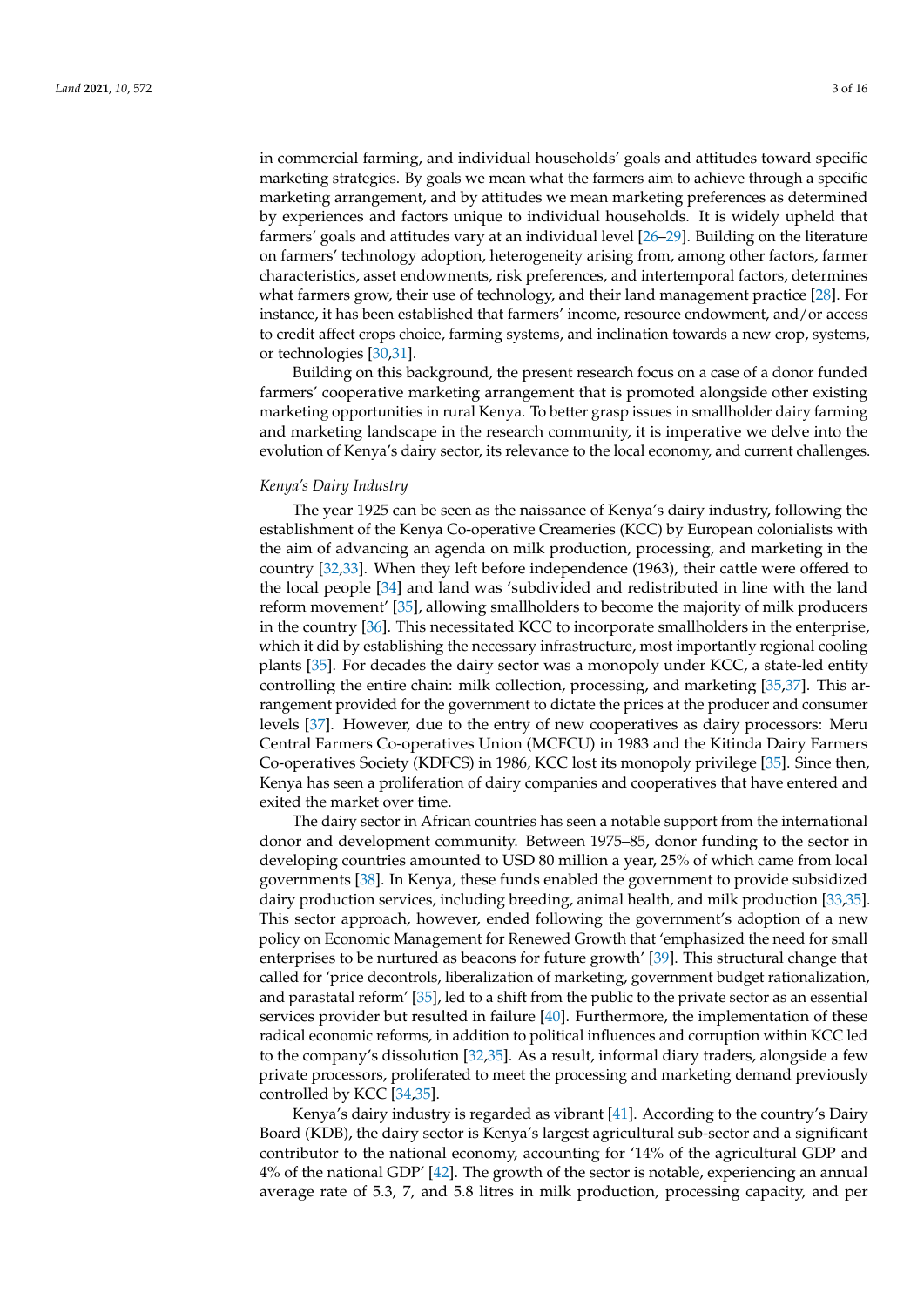in commercial farming, and individual households' goals and attitudes toward specific marketing strategies. By goals we mean what the farmers aim to achieve through a specific marketing arrangement, and by attitudes we mean marketing preferences as determined by experiences and factors unique to individual households. It is widely upheld that farmers' goals and attitudes vary at an individual level [26–29]. Building on the literature on farmers' technology adoption, heterogeneity arising from, among other factors, farmer characteristics, asset endowments, risk preferences, and intertemporal factors, determines what farmers grow, their use of technology, and their land management practice [28]. For instance, it has been established that farmers' income, resource endowment, and/or access to credit affect crops choice, farming systems, and inclination towards a new crop, systems, or technologies [30,31].

Building on this background, the present research focus on a case of a donor funded farmers' cooperative marketing arrangement that is promoted alongside other existing marketing opportunities in rural Kenya. To better grasp issues in smallholder dairy farming and marketing landscape in the research community, it is imperative we delve into the evolution of Kenya's dairy sector, its relevance to the local economy, and current challenges.

*Kenya's Dairy Industry*

The year 1925 can be seen as the naissance of Kenya's dairy industry, following the establishment of the Kenya Co-operative Creameries (KCC) by European colonialists with the aim of advancing an agenda on milk production, processing, and marketing in the country [32,33]. When they left before independence (1963), their cattle were offered to the local people [34] and land was 'subdivided and redistributed in line with the land reform movement' [35], allowing smallholders to become the majority of milk producers in the country [36]. This necessitated KCC to incorporate smallholders in the enterprise, which it did by establishing the necessary infrastructure, most importantly regional cooling plants [35]. For decades the dairy sector was a monopoly under KCC, a state-led entity controlling the entire chain: milk collection, processing, and marketing [35,37]. This arrangement provided for the government to dictate the prices at the producer and consumer levels [37]. However, due to the entry of new cooperatives as dairy processors: Meru Central Farmers Co-operatives Union (MCFCU) in 1983 and the Kitinda Dairy Farmers Co-operatives Society (KDFCS) in 1986, KCC lost its monopoly privilege [35]. Since then, Kenya has seen a proliferation of dairy companies and cooperatives that have entered and exited the market over time.

The dairy sector in African countries has seen a notable support from the international donor and development community. Between 1975–85, donor funding to the sector in developing countries amounted to USD 80 million a year, 25% of which came from local governments [38]. In Kenya, these funds enabled the government to provide subsidized dairy production services, including breeding, animal health, and milk production [33,35]. This sector approach, however, ended following the government's adoption of a new policy on Economic Management for Renewed Growth that 'emphasized the need for small enterprises to be nurtured as beacons for future growth' [39]. This structural change that called for 'price decontrols, liberalization of marketing, government budget rationalization, and parastatal reform' [35], led to a shift from the public to the private sector as an essential services provider but resulted in failure [40]. Furthermore, the implementation of these radical economic reforms, in addition to political influences and corruption within KCC led to the company's dissolution [32,35]. As a result, informal diary traders, alongside a few private processors, proliferated to meet the processing and marketing demand previously controlled by KCC [34,35].

Kenya's dairy industry is regarded as vibrant [41]. According to the country's Dairy Board (KDB), the dairy sector is Kenya's largest agricultural sub-sector and a significant contributor to the national economy, accounting for '14% of the agricultural GDP and 4% of the national GDP' [42]. The growth of the sector is notable, experiencing an annual average rate of 5.3, 7, and 5.8 litres in milk production, processing capacity, and per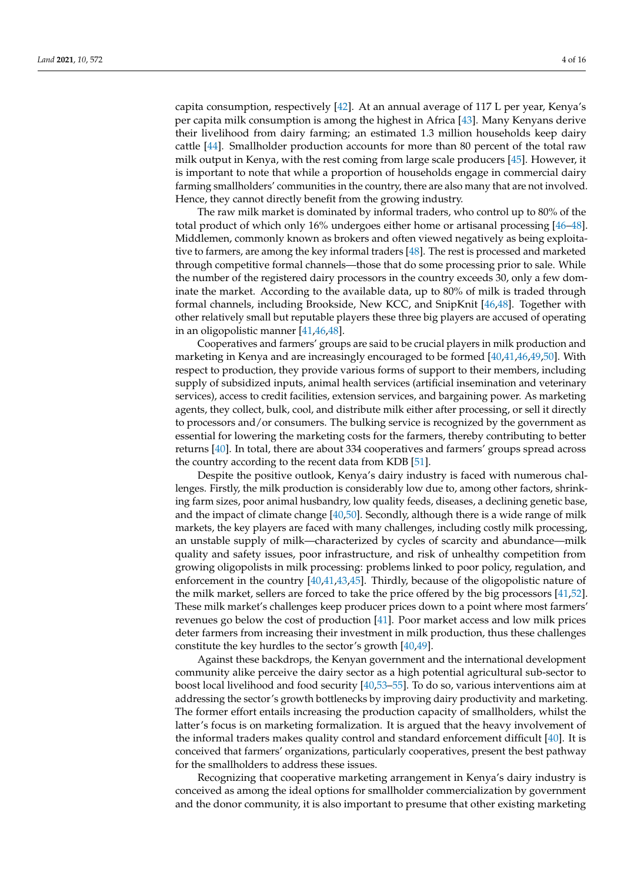capita consumption, respectively [42]. At an annual average of 117 L per year, Kenya's per capita milk consumption is among the highest in Africa [43]. Many Kenyans derive their livelihood from dairy farming; an estimated 1.3 million households keep dairy cattle [44]. Smallholder production accounts for more than 80 percent of the total raw milk output in Kenya, with the rest coming from large scale producers [45]. However, it is important to note that while a proportion of households engage in commercial dairy farming smallholders' communities in the country, there are also many that are not involved. Hence, they cannot directly benefit from the growing industry.

The raw milk market is dominated by informal traders, who control up to 80% of the total product of which only 16% undergoes either home or artisanal processing [46–48]. Middlemen, commonly known as brokers and often viewed negatively as being exploitative to farmers, are among the key informal traders [48]. The rest is processed and marketed through competitive formal channels—those that do some processing prior to sale. While the number of the registered dairy processors in the country exceeds 30, only a few dominate the market. According to the available data, up to 80% of milk is traded through formal channels, including Brookside, New KCC, and SnipKnit [46,48]. Together with other relatively small but reputable players these three big players are accused of operating in an oligopolistic manner [41,46,48].

Cooperatives and farmers' groups are said to be crucial players in milk production and marketing in Kenya and are increasingly encouraged to be formed [40,41,46,49,50]. With respect to production, they provide various forms of support to their members, including supply of subsidized inputs, animal health services (artificial insemination and veterinary services), access to credit facilities, extension services, and bargaining power. As marketing agents, they collect, bulk, cool, and distribute milk either after processing, or sell it directly to processors and/or consumers. The bulking service is recognized by the government as essential for lowering the marketing costs for the farmers, thereby contributing to better returns [40]. In total, there are about 334 cooperatives and farmers' groups spread across the country according to the recent data from KDB [51].

Despite the positive outlook, Kenya's dairy industry is faced with numerous challenges. Firstly, the milk production is considerably low due to, among other factors, shrinking farm sizes, poor animal husbandry, low quality feeds, diseases, a declining genetic base, and the impact of climate change [40,50]. Secondly, although there is a wide range of milk markets, the key players are faced with many challenges, including costly milk processing, an unstable supply of milk—characterized by cycles of scarcity and abundance—milk quality and safety issues, poor infrastructure, and risk of unhealthy competition from growing oligopolists in milk processing: problems linked to poor policy, regulation, and enforcement in the country [40,41,43,45]. Thirdly, because of the oligopolistic nature of the milk market, sellers are forced to take the price offered by the big processors [41,52]. These milk market's challenges keep producer prices down to a point where most farmers' revenues go below the cost of production [41]. Poor market access and low milk prices deter farmers from increasing their investment in milk production, thus these challenges constitute the key hurdles to the sector's growth [40,49].

Against these backdrops, the Kenyan government and the international development community alike perceive the dairy sector as a high potential agricultural sub-sector to boost local livelihood and food security [40,53–55]. To do so, various interventions aim at addressing the sector's growth bottlenecks by improving dairy productivity and marketing. The former effort entails increasing the production capacity of smallholders, whilst the latter's focus is on marketing formalization. It is argued that the heavy involvement of the informal traders makes quality control and standard enforcement difficult [40]. It is conceived that farmers' organizations, particularly cooperatives, present the best pathway for the smallholders to address these issues.

Recognizing that cooperative marketing arrangement in Kenya's dairy industry is conceived as among the ideal options for smallholder commercialization by government and the donor community, it is also important to presume that other existing marketing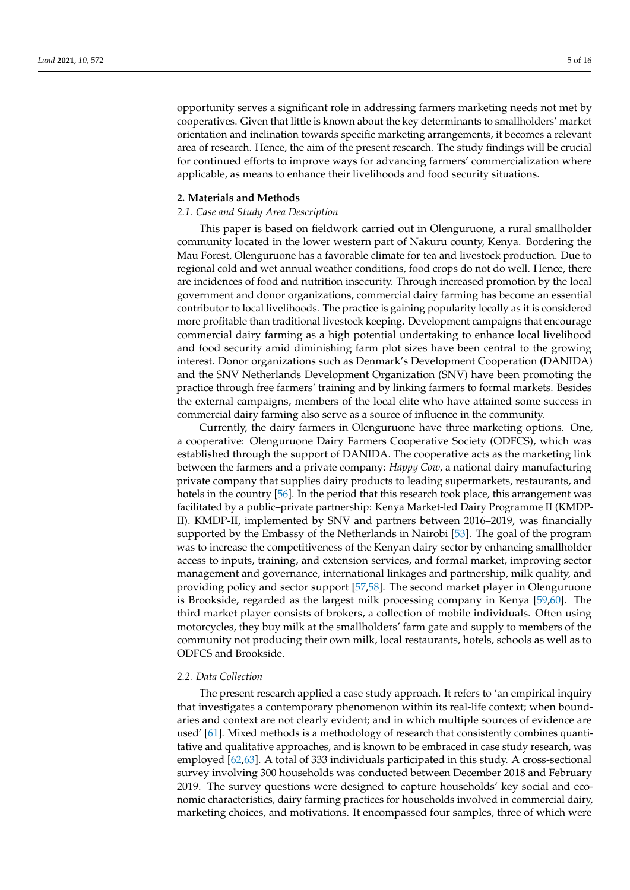opportunity serves a significant role in addressing farmers marketing needs not met by cooperatives. Given that little is known about the key determinants to smallholders' market orientation and inclination towards specific marketing arrangements, it becomes a relevant area of research. Hence, the aim of the present research. The study findings will be crucial for continued efforts to improve ways for advancing farmers' commercialization where applicable, as means to enhance their livelihoods and food security situations.

## 2. Materials and Methods

### *2.1. Case and Study Area Description*

This paper is based on fieldwork carried out in Olenguruone, a rural smallholder community located in the lower western part of Nakuru county, Kenya. Bordering the Mau Forest, Olenguruone has a favorable climate for tea and livestock production. Due to regional cold and wet annual weather conditions, food crops do not do well. Hence, there are incidences of food and nutrition insecurity. Through increased promotion by the local government and donor organizations, commercial dairy farming has become an essential contributor to local livelihoods. The practice is gaining popularity locally as it is considered more profitable than traditional livestock keeping. Development campaigns that encourage commercial dairy farming as a high potential undertaking to enhance local livelihood and food security amid diminishing farm plot sizes have been central to the growing interest. Donor organizations such as Denmark's Development Cooperation (DANIDA) and the SNV Netherlands Development Organization (SNV) have been promoting the practice through free farmers' training and by linking farmers to formal markets. Besides the external campaigns, members of the local elite who have attained some success in commercial dairy farming also serve as a source of influence in the community.

Currently, the dairy farmers in Olenguruone have three marketing options. One, a cooperative: Olenguruone Dairy Farmers Cooperative Society (ODFCS), which was established through the support of DANIDA. The cooperative acts as the marketing link between the farmers and a private company: *Happy Cow*, a national dairy manufacturing private company that supplies dairy products to leading supermarkets, restaurants, and hotels in the country [56]. In the period that this research took place, this arrangement was facilitated by a public–private partnership: Kenya Market-led Dairy Programme II (KMDP-II). KMDP-II, implemented by SNV and partners between 2016–2019, was financially supported by the Embassy of the Netherlands in Nairobi [53]. The goal of the program was to increase the competitiveness of the Kenyan dairy sector by enhancing smallholder access to inputs, training, and extension services, and formal market, improving sector management and governance, international linkages and partnership, milk quality, and providing policy and sector support [57,58]. The second market player in Olenguruone is Brookside, regarded as the largest milk processing company in Kenya [59,60]. The third market player consists of brokers, a collection of mobile individuals. Often using motorcycles, they buy milk at the smallholders' farm gate and supply to members of the community not producing their own milk, local restaurants, hotels, schools as well as to ODFCS and Brookside.

### *2.2. Data Collection*

The present research applied a case study approach. It refers to 'an empirical inquiry that investigates a contemporary phenomenon within its real-life context; when boundaries and context are not clearly evident; and in which multiple sources of evidence are used' [61]. Mixed methods is a methodology of research that consistently combines quantitative and qualitative approaches, and is known to be embraced in case study research, was employed [62,63]. A total of 333 individuals participated in this study. A cross-sectional survey involving 300 households was conducted between December 2018 and February 2019. The survey questions were designed to capture households' key social and economic characteristics, dairy farming practices for households involved in commercial dairy, marketing choices, and motivations. It encompassed four samples, three of which were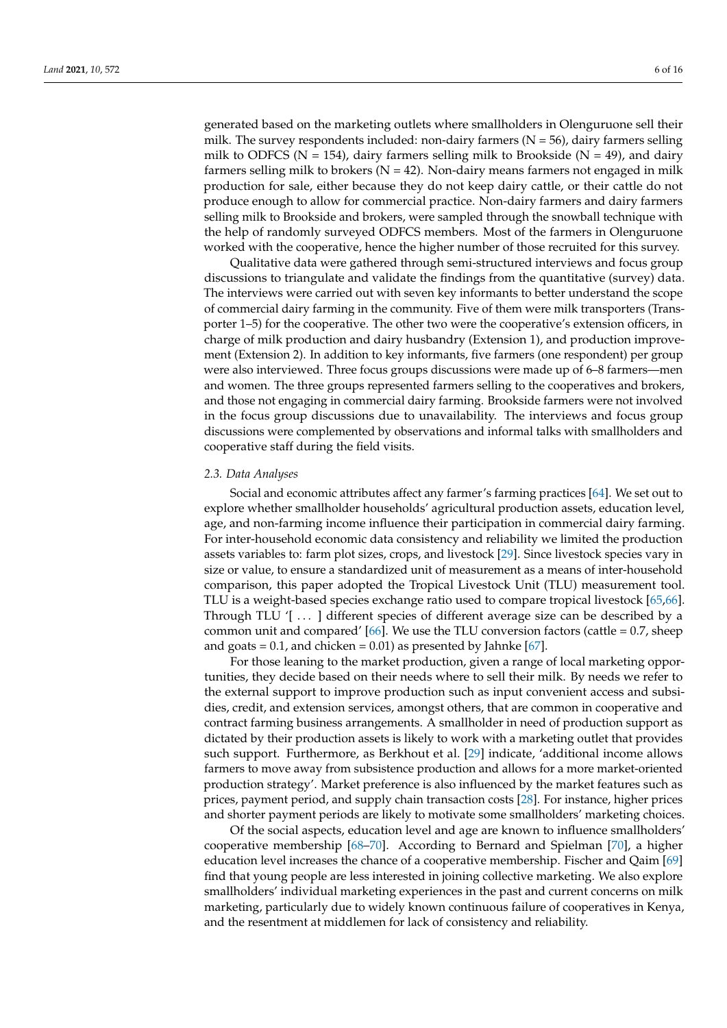generated based on the marketing outlets where smallholders in Olenguruone sell their milk. The survey respondents included: non-dairy farmers (N = 56), dairy farmers selling milk to ODFCS (N = 154), dairy farmers selling milk to Brookside (N = 49), and dairy farmers selling milk to brokers (N = 42). Non-dairy means farmers not engaged in milk production for sale, either because they do not keep dairy cattle, or their cattle do not produce enough to allow for commercial practice. Non-dairy farmers and dairy farmers selling milk to Brookside and brokers, were sampled through the snowball technique with the help of randomly surveyed ODFCS members. Most of the farmers in Olenguruone worked with the cooperative, hence the higher number of those recruited for this survey.

Qualitative data were gathered through semi-structured interviews and focus group discussions to triangulate and validate the findings from the quantitative (survey) data. The interviews were carried out with seven key informants to better understand the scope of commercial dairy farming in the community. Five of them were milk transporters (Transporter 1–5) for the cooperative. The other two were the cooperative's extension officers, in charge of milk production and dairy husbandry (Extension 1), and production improvement (Extension 2). In addition to key informants, five farmers (one respondent) per group were also interviewed. Three focus groups discussions were made up of 6–8 farmers—men and women. The three groups represented farmers selling to the cooperatives and brokers, and those not engaging in commercial dairy farming. Brookside farmers were not involved in the focus group discussions due to unavailability. The interviews and focus group discussions were complemented by observations and informal talks with smallholders and cooperative staff during the field visits.

### 2.3. Data Analyses

Social and economic attributes affect any farmer's farming practices [64]. We set out to explore whether smallholder households' agricultural production assets, education level, age, and non-farming income influence their participation in commercial dairy farming. For inter-household economic data consistency and reliability we limited the production assets variables to: farm plot sizes, crops, and livestock [29]. Since livestock species vary in size or value, to ensure a standardized unit of measurement as a means of inter-household comparison, this paper adopted the Tropical Livestock Unit (TLU) measurement tool. TLU is a weight-based species exchange ratio used to compare tropical livestock [65,66]. Through TLU '[ ... ] different species of different average size can be described by a common unit and compared' [66]. We use the TLU conversion factors (cattle = 0.7, sheep and goats = 0.1, and chicken = 0.01) as presented by Jahnke [67].

For those leaning to the market production, given a range of local marketing opportunities, they decide based on their needs where to sell their milk. By needs we refer to the external support to improve production such as input convenient access and subsidies, credit, and extension services, amongst others, that are common in cooperative and contract farming business arrangements. A smallholder in need of production support as dictated by their production assets is likely to work with a marketing outlet that provides such support. Furthermore, as Berkhout et al. [29] indicate, 'additional income allows farmers to move away from subsistence production and allows for a more market-oriented production strategy'. Market preference is also influenced by the market features such as prices, payment period, and supply chain transaction costs [28]. For instance, higher prices and shorter payment periods are likely to motivate some smallholders' marketing choices.

Of the social aspects, education level and age are known to influence smallholders' cooperative membership [68–70]. According to Bernard and Spielman [70], a higher education level increases the chance of a cooperative membership. Fischer and Qaim [69] find that young people are less interested in joining collective marketing. We also explore smallholders' individual marketing experiences in the past and current concerns on milk marketing, particularly due to widely known continuous failure of cooperatives in Kenya, and the resentment at middlemen for lack of consistency and reliability.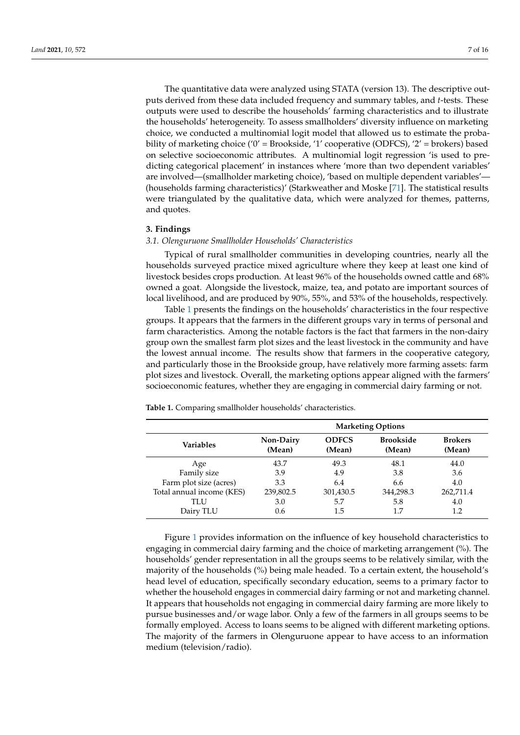The quantitative data were analyzed using STATA (version 13). The descriptive outputs derived from these data included frequency and summary tables, and *t*-tests. These outputs were used to describe the households' farming characteristics and to illustrate the households' heterogeneity. To assess smallholders' diversity influence on marketing choice, we conducted a multinomial logit model that allowed us to estimate the probability of marketing choice ('0' = Brookside, '1' cooperative (ODFCS), '2' = brokers) based on selective socioeconomic attributes. A multinomial logit regression 'is used to predicting categorical placement' in instances where 'more than two dependent variables' are involved—(smallholder marketing choice), 'based on multiple dependent variables'—(households farming characteristics)' (Starkweather and Moske [71]. The statistical results were triangulated by the qualitative data, which were analyzed for themes, patterns, and quotes.

## 3. Findings

### *3.1. Olenguruone Smallholder Households' Characteristics*

Typical of rural smallholder communities in developing countries, nearly all the households surveyed practice mixed agriculture where they keep at least one kind of livestock besides crops production. At least 96% of the households owned cattle and 68% owned a goat. Alongside the livestock, maize, tea, and potato are important sources of local livelihood, and are produced by 90%, 55%, and 53% of the households, respectively.

Table 1 presents the findings on the households' characteristics in the four respective groups. It appears that the farmers in the different groups vary in terms of personal and farm characteristics. Among the notable factors is the fact that farmers in the non-dairy group own the smallest farm plot sizes and the least livestock in the community and have the lowest annual income. The results show that farmers in the cooperative category, and particularly those in the Brookside group, have relatively more farming assets: farm plot sizes and livestock. Overall, the marketing options appear aligned with the farmers' socioeconomic features, whether they are engaging in commercial dairy farming or not.

**Table 1.** Comparing smallholder households' characteristics.

| Variables | Marketing Options | | | |
|---|---|---|---|---|
| | Non-Dairy (Mean) | ODFCS (Mean) | Brookside (Mean) | Brokers (Mean) |
| Age | 43.7 | 49.3 | 48.1 | 44.0 |
| Family size | 3.9 | 4.9 | 3.8 | 3.6 |
| Farm plot size (acres) | 3.3 | 6.4 | 6.6 | 4.0 |
| Total annual income (KES) | 239,802.5 | 301,430.5 | 344,298.3 | 262,711.4 |
| TLU | 3.0 | 5.7 | 5.8 | 4.0 |
| Dairy TLU | 0.6 | 1.5 | 1.7 | 1.2 |

Figure 1 provides information on the influence of key household characteristics to engaging in commercial dairy farming and the choice of marketing arrangement (%). The households' gender representation in all the groups seems to be relatively similar, with the majority of the households (%) being male headed. To a certain extent, the household's head level of education, specifically secondary education, seems to a primary factor to whether the household engages in commercial dairy farming or not and marketing channel. It appears that households not engaging in commercial dairy farming are more likely to pursue businesses and/or wage labor. Only a few of the farmers in all groups seems to be formally employed. Access to loans seems to be aligned with different marketing options. The majority of the farmers in Olenguruone appear to have access to an information medium (television/radio).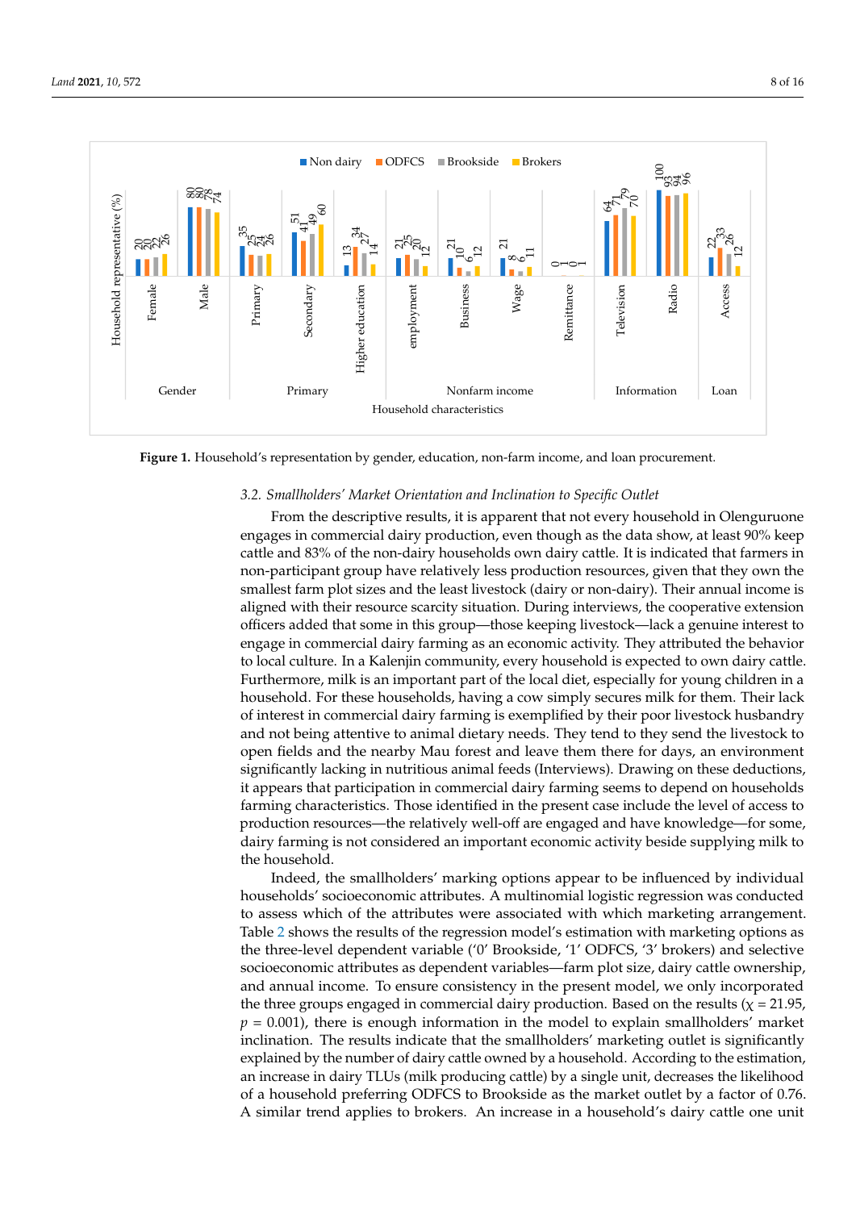Figure 1. Household's representation by gender, education, non-farm income, and loan procurement.

### 3.2. Smallholders' Market Orientation and Inclination to Specific Outlet

From the descriptive results, it is apparent that not every household in Olenguruone engages in commercial dairy production, even though as the data show, at least 90% keep cattle and 83% of the non-dairy households own dairy cattle. It is indicated that farmers in non-participant group have relatively less production resources, given that they own the smallest farm plot sizes and the least livestock (dairy or non-dairy). Their annual income is aligned with their resource scarcity situation. During interviews, the cooperative extension officers added that some in this group—those keeping livestock—lack a genuine interest to engage in commercial dairy farming as an economic activity. They attributed the behavior to local culture. In a Kalenjin community, every household is expected to own dairy cattle. Furthermore, milk is an important part of the local diet, especially for young children in a household. For these households, having a cow simply secures milk for them. Their lack of interest in commercial dairy farming is exemplified by their poor livestock husbandry and not being attentive to animal dietary needs. They tend to they send the livestock to open fields and the nearby Mau forest and leave them there for days, an environment significantly lacking in nutritious animal feeds (Interviews). Drawing on these deductions, it appears that participation in commercial dairy farming seems to depend on households farming characteristics. Those identified in the present case include the level of access to production resources—the relatively well-off are engaged and have knowledge—for some, dairy farming is not considered an important economic activity beside supplying milk to the household.

Indeed, the smallholders' marking options appear to be influenced by individual households' socioeconomic attributes. A multinomial logistic regression was conducted to assess which of the attributes were associated with which marketing arrangement. Table 2 shows the results of the regression model's estimation with marketing options as the three-level dependent variable ('0' Brookside, '1' ODFCS, '3' brokers) and selective socioeconomic attributes as dependent variables—farm plot size, dairy cattle ownership, and annual income. To ensure consistency in the present model, we only incorporated the three groups engaged in commercial dairy production. Based on the results ($\chi$ = 21.95, $p$ = 0.001), there is enough information in the model to explain smallholders' market inclination. The results indicate that the smallholders' marketing outlet is significantly explained by the number of dairy cattle owned by a household. According to the estimation, an increase in dairy TLUs (milk producing cattle) by a single unit, decreases the likelihood of a household preferring ODFCS to Brookside as the market outlet by a factor of 0.76. A similar trend applies to brokers. An increase in a household's dairy cattle one unit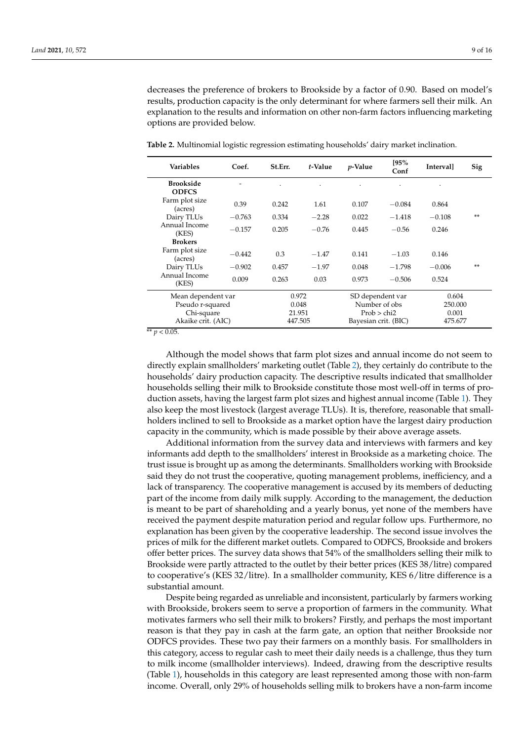decreases the preference of brokers to Brookside by a factor of 0.90. Based on model's results, production capacity is the only determinant for where farmers sell their milk. An explanation to the results and information on other non-farm factors influencing marketing options are provided below.

**Table 2.** Multinomial logistic regression estimating households' dairy market inclination.

| Variables | Coef. | St.Err. | *t*-Value | *p*-Value | [95% Conf | Interval] | Sig |
|---|---|---|---|---|---|---|---|
| **Brookside** | - | . | . | . | . | . | |
| **ODFCS** | | | | | | | |
| Farm plot size (acres) | 0.39 | 0.242 | 1.61 | 0.107 | −0.084 | 0.864 | |
| Dairy TLUs | −0.763 | 0.334 | −2.28 | 0.022 | −1.418 | −0.108 | ** |
| Annual Income (KES) | −0.157 | 0.205 | −0.76 | 0.445 | −0.56 | 0.246 | |
| **Brokers** | | | | | | | |
| Farm plot size (acres) | −0.442 | 0.3 | −1.47 | 0.141 | −1.03 | 0.146 | |
| Dairy TLUs | −0.902 | 0.457 | −1.97 | 0.048 | −1.798 | −0.006 | ** |
| Annual Income (KES) | 0.009 | 0.263 | 0.03 | 0.973 | −0.506 | 0.524 | |
| Mean dependent var | | 0.972 | | SD dependent var | | 0.604 | |
| Pseudo r-squared | | 0.048 | | Number of obs | | 250.000 | |
| Chi-square | | 21.951 | | Prob > chi2 | | 0.001 | |
| Akaike crit. (AIC) | | 447.505 | | Bayesian crit. (BIC) | | 475.677 | |

** $p < 0.05$.

Although the model shows that farm plot sizes and annual income do not seem to directly explain smallholders' marketing outlet (Table 2), they certainly do contribute to the households' dairy production capacity. The descriptive results indicated that smallholder households selling their milk to Brookside constitute those most well-off in terms of production assets, having the largest farm plot sizes and highest annual income (Table 1). They also keep the most livestock (largest average TLUs). It is, therefore, reasonable that smallholders inclined to sell to Brookside as a market option have the largest dairy production capacity in the community, which is made possible by their above average assets.

Additional information from the survey data and interviews with farmers and key informants add depth to the smallholders' interest in Brookside as a marketing choice. The trust issue is brought up as among the determinants. Smallholders working with Brookside said they do not trust the cooperative, quoting management problems, inefficiency, and a lack of transparency. The cooperative management is accused by its members of deducting part of the income from daily milk supply. According to the management, the deduction is meant to be part of shareholding and a yearly bonus, yet none of the members have received the payment despite maturation period and regular follow ups. Furthermore, no explanation has been given by the cooperative leadership. The second issue involves the prices of milk for the different market outlets. Compared to ODFCS, Brookside and brokers offer better prices. The survey data shows that 54% of the smallholders selling their milk to Brookside were partly attracted to the outlet by their better prices (KES 38/litre) compared to cooperative's (KES 32/litre). In a smallholder community, KES 6/litre difference is a substantial amount.

Despite being regarded as unreliable and inconsistent, particularly by farmers working with Brookside, brokers seem to serve a proportion of farmers in the community. What motivates farmers who sell their milk to brokers? Firstly, and perhaps the most important reason is that they pay in cash at the farm gate, an option that neither Brookside nor ODFCS provides. These two pay their farmers on a monthly basis. For smallholders in this category, access to regular cash to meet their daily needs is a challenge, thus they turn to milk income (smallholder interviews). Indeed, drawing from the descriptive results (Table 1), households in this category are least represented among those with non-farm income. Overall, only 29% of households selling milk to brokers have a non-farm income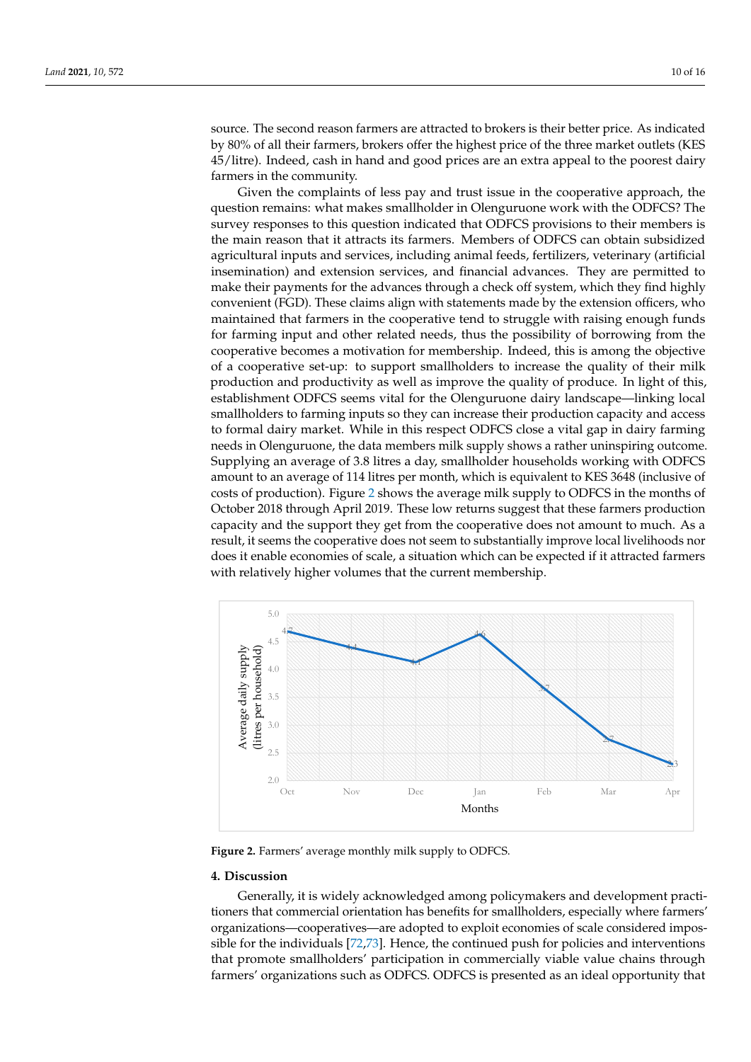source. The second reason farmers are attracted to brokers is their better price. As indicated by 80% of all their farmers, brokers offer the highest price of the three market outlets (KES 45/litre). Indeed, cash in hand and good prices are an extra appeal to the poorest dairy farmers in the community.

Given the complaints of less pay and trust issue in the cooperative approach, the question remains: what makes smallholder in Olenguruone work with the ODFCS? The survey responses to this question indicated that ODFCS provisions to their members is the main reason that it attracts its farmers. Members of ODFCS can obtain subsidized agricultural inputs and services, including animal feeds, fertilizers, veterinary (artificial insemination) and extension services, and financial advances. They are permitted to make their payments for the advances through a check off system, which they find highly convenient (FGD). These claims align with statements made by the extension officers, who maintained that farmers in the cooperative tend to struggle with raising enough funds for farming input and other related needs, thus the possibility of borrowing from the cooperative becomes a motivation for membership. Indeed, this is among the objective of a cooperative set-up: to support smallholders to increase the quality of their milk production and productivity as well as improve the quality of produce. In light of this, establishment ODFCS seems vital for the Olenguruone dairy landscape—linking local smallholders to farming inputs so they can increase their production capacity and access to formal dairy market. While in this respect ODFCS close a vital gap in dairy farming needs in Olenguruone, the data members milk supply shows a rather uninspiring outcome. Supplying an average of 3.8 litres a day, smallholder households working with ODFCS amount to an average of 114 litres per month, which is equivalent to KES 3648 (inclusive of costs of production). Figure 2 shows the average milk supply to ODFCS in the months of October 2018 through April 2019. These low returns suggest that these farmers production capacity and the support they get from the cooperative does not amount to much. As a result, it seems the cooperative does not seem to substantially improve local livelihoods nor does it enable economies of scale, a situation which can be expected if it attracted farmers with relatively higher volumes that the current membership.

| Month | Average daily supply (litres per household) |
|---|---|
| Oct | 4.7 |
| Nov | 4.4 |
| Dec | 4.1 |
| Jan | 4.6 |
| Feb | 3.7 |
| Mar | 2.7 |
| Apr | 2.3 |

**Figure 2.** Farmers' average monthly milk supply to ODFCS.

## 4. Discussion

Generally, it is widely acknowledged among policymakers and development practitioners that commercial orientation has benefits for smallholders, especially where farmers' organizations—cooperatives—are adopted to exploit economies of scale considered impossible for the individuals [72,73]. Hence, the continued push for policies and interventions that promote smallholders' participation in commercially viable value chains through farmers' organizations such as ODFCS. ODFCS is presented as an ideal opportunity that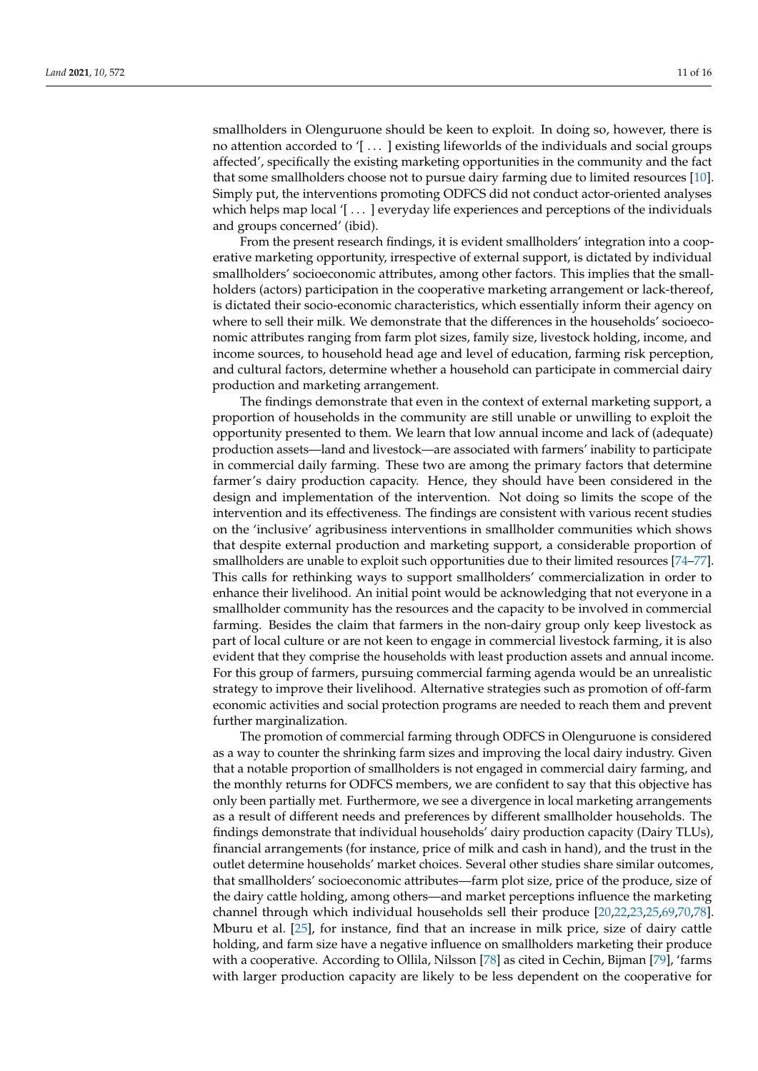smallholders in Olenguruone should be keen to exploit. In doing so, however, there is no attention accorded to '[ ... ] existing lifeworlds of the individuals and social groups affected', specifically the existing marketing opportunities in the community and the fact that some smallholders choose not to pursue dairy farming due to limited resources [10]. Simply put, the interventions promoting ODFCS did not conduct actor-oriented analyses which helps map local '[ ... ] everyday life experiences and perceptions of the individuals and groups concerned' (ibid).

From the present research findings, it is evident smallholders' integration into a cooperative marketing opportunity, irrespective of external support, is dictated by individual smallholders' socioeconomic attributes, among other factors. This implies that the smallholders (actors) participation in the cooperative marketing arrangement or lack-thereof, is dictated their socio-economic characteristics, which essentially inform their agency on where to sell their milk. We demonstrate that the differences in the households' socioeconomic attributes ranging from farm plot sizes, family size, livestock holding, income, and income sources, to household head age and level of education, farming risk perception, and cultural factors, determine whether a household can participate in commercial dairy production and marketing arrangement.

The findings demonstrate that even in the context of external marketing support, a proportion of households in the community are still unable or unwilling to exploit the opportunity presented to them. We learn that low annual income and lack of (adequate) production assets—land and livestock—are associated with farmers' inability to participate in commercial daily farming. These two are among the primary factors that determine farmer's dairy production capacity. Hence, they should have been considered in the design and implementation of the intervention. Not doing so limits the scope of the intervention and its effectiveness. The findings are consistent with various recent studies on the 'inclusive' agribusiness interventions in smallholder communities which shows that despite external production and marketing support, a considerable proportion of smallholders are unable to exploit such opportunities due to their limited resources [74–77]. This calls for rethinking ways to support smallholders' commercialization in order to enhance their livelihood. An initial point would be acknowledging that not everyone in a smallholder community has the resources and the capacity to be involved in commercial farming. Besides the claim that farmers in the non-dairy group only keep livestock as part of local culture or are not keen to engage in commercial livestock farming, it is also evident that they comprise the households with least production assets and annual income. For this group of farmers, pursuing commercial farming agenda would be an unrealistic strategy to improve their livelihood. Alternative strategies such as promotion of off-farm economic activities and social protection programs are needed to reach them and prevent further marginalization.

The promotion of commercial farming through ODFCS in Olenguruone is considered as a way to counter the shrinking farm sizes and improving the local dairy industry. Given that a notable proportion of smallholders is not engaged in commercial dairy farming, and the monthly returns for ODFCS members, we are confident to say that this objective has only been partially met. Furthermore, we see a divergence in local marketing arrangements as a result of different needs and preferences by different smallholder households. The findings demonstrate that individual households' dairy production capacity (Dairy TLUs), financial arrangements (for instance, price of milk and cash in hand), and the trust in the outlet determine households' market choices. Several other studies share similar outcomes, that smallholders' socioeconomic attributes—farm plot size, price of the produce, size of the dairy cattle holding, among others—and market perceptions influence the marketing channel through which individual households sell their produce [20,22,23,25,69,70,78]. Mburu et al. [25], for instance, find that an increase in milk price, size of dairy cattle holding, and farm size have a negative influence on smallholders marketing their produce with a cooperative. According to Ollila, Nilsson [78] as cited in Cechin, Bijman [79], 'farms with larger production capacity are likely to be less dependent on the cooperative for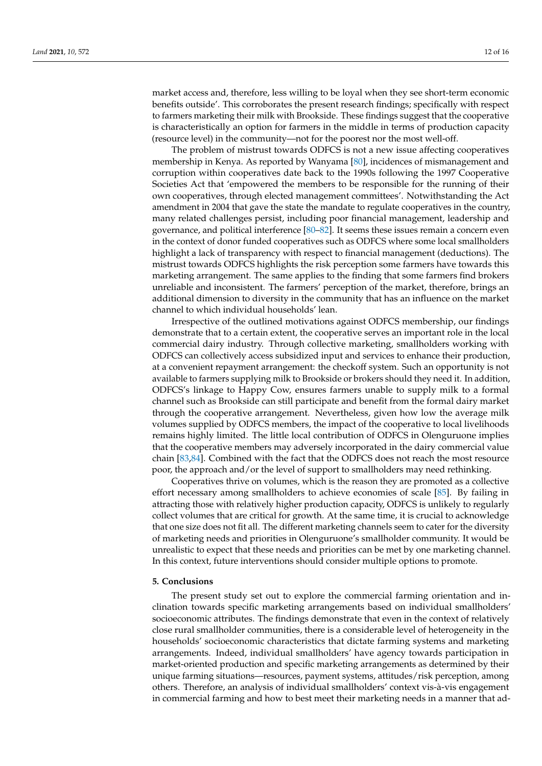market access and, therefore, less willing to be loyal when they see short-term economic benefits outside'. This corroborates the present research findings; specifically with respect to farmers marketing their milk with Brookside. These findings suggest that the cooperative is characteristically an option for farmers in the middle in terms of production capacity (resource level) in the community—not for the poorest nor the most well-off.

The problem of mistrust towards ODFCS is not a new issue affecting cooperatives membership in Kenya. As reported by Wanyama [80], incidences of mismanagement and corruption within cooperatives date back to the 1990s following the 1997 Cooperative Societies Act that 'empowered the members to be responsible for the running of their own cooperatives, through elected management committees'. Notwithstanding the Act amendment in 2004 that gave the state the mandate to regulate cooperatives in the country, many related challenges persist, including poor financial management, leadership and governance, and political interference [80–82]. It seems these issues remain a concern even in the context of donor funded cooperatives such as ODFCS where some local smallholders highlight a lack of transparency with respect to financial management (deductions). The mistrust towards ODFCS highlights the risk perception some farmers have towards this marketing arrangement. The same applies to the finding that some farmers find brokers unreliable and inconsistent. The farmers' perception of the market, therefore, brings an additional dimension to diversity in the community that has an influence on the market channel to which individual households' lean.

Irrespective of the outlined motivations against ODFCS membership, our findings demonstrate that to a certain extent, the cooperative serves an important role in the local commercial dairy industry. Through collective marketing, smallholders working with ODFCS can collectively access subsidized input and services to enhance their production, at a convenient repayment arrangement: the checkoff system. Such an opportunity is not available to farmers supplying milk to Brookside or brokers should they need it. In addition, ODFCS's linkage to Happy Cow, ensures farmers unable to supply milk to a formal channel such as Brookside can still participate and benefit from the formal dairy market through the cooperative arrangement. Nevertheless, given how low the average milk volumes supplied by ODFCS members, the impact of the cooperative to local livelihoods remains highly limited. The little local contribution of ODFCS in Olenguruone implies that the cooperative members may adversely incorporated in the dairy commercial value chain [83,84]. Combined with the fact that the ODFCS does not reach the most resource poor, the approach and/or the level of support to smallholders may need rethinking.

Cooperatives thrive on volumes, which is the reason they are promoted as a collective effort necessary among smallholders to achieve economies of scale [85]. By failing in attracting those with relatively higher production capacity, ODFCS is unlikely to regularly collect volumes that are critical for growth. At the same time, it is crucial to acknowledge that one size does not fit all. The different marketing channels seem to cater for the diversity of marketing needs and priorities in Olenguruone's smallholder community. It would be unrealistic to expect that these needs and priorities can be met by one marketing channel. In this context, future interventions should consider multiple options to promote.

## 5. Conclusions

The present study set out to explore the commercial farming orientation and inclination towards specific marketing arrangements based on individual smallholders' socioeconomic attributes. The findings demonstrate that even in the context of relatively close rural smallholder communities, there is a considerable level of heterogeneity in the households' socioeconomic characteristics that dictate farming systems and marketing arrangements. Indeed, individual smallholders' have agency towards participation in market-oriented production and specific marketing arrangements as determined by their unique farming situations—resources, payment systems, attitudes/risk perception, among others. Therefore, an analysis of individual smallholders' context vis-à-vis engagement in commercial farming and how to best meet their marketing needs in a manner that ad-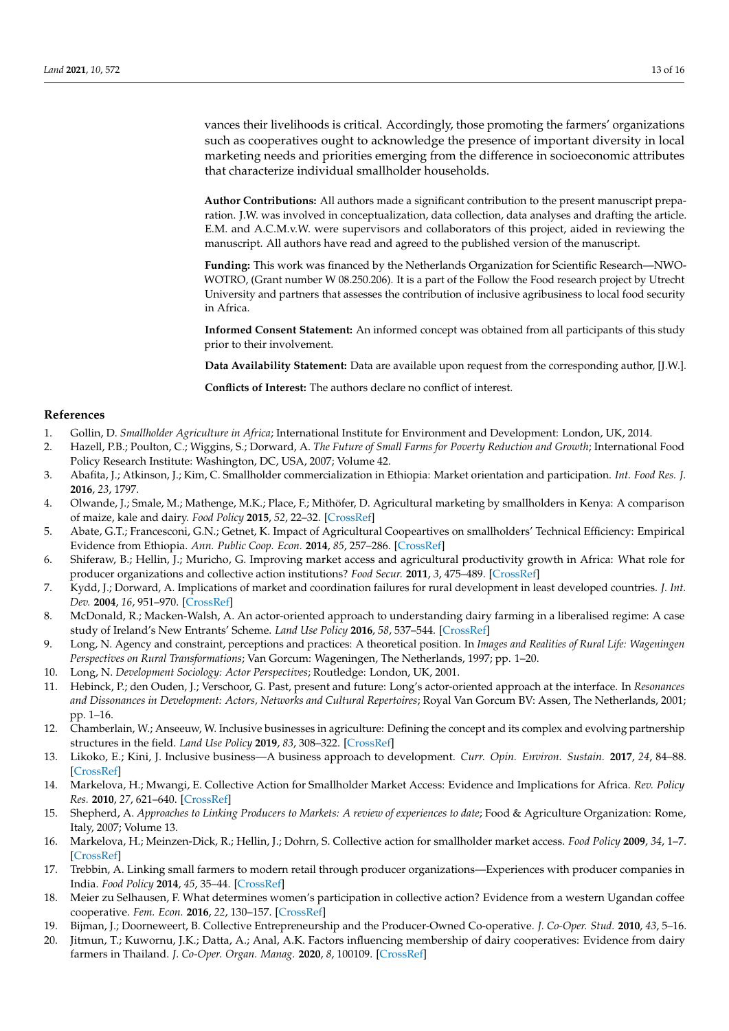vances their livelihoods is critical. Accordingly, those promoting the farmers' organizations such as cooperatives ought to acknowledge the presence of important diversity in local marketing needs and priorities emerging from the difference in socioeconomic attributes that characterize individual smallholder households.

**Author Contributions:** All authors made a significant contribution to the present manuscript preparation. J.W. was involved in conceptualization, data collection, data analyses and drafting the article. E.M. and A.C.M.v.W. were supervisors and collaborators of this project, aided in reviewing the manuscript. All authors have read and agreed to the published version of the manuscript.

**Funding:** This work was financed by the Netherlands Organization for Scientific Research—NWO-WOTRO, (Grant number W 08.250.206). It is a part of the Follow the Food research project by Utrecht University and partners that assesses the contribution of inclusive agribusiness to local food security in Africa.

**Informed Consent Statement:** An informed concept was obtained from all participants of this study prior to their involvement.

**Data Availability Statement:** Data are available upon request from the corresponding author, [J.W.].

**Conflicts of Interest:** The authors declare no conflict of interest.

## References

1. Gollin, D. *Smallholder Agriculture in Africa*; International Institute for Environment and Development: London, UK, 2014.
2. Hazell, P.B.; Poulton, C.; Wiggins, S.; Dorward, A. *The Future of Small Farms for Poverty Reduction and Growth*; International Food Policy Research Institute: Washington, DC, USA, 2007; Volume 42.
3. Abafita, J.; Atkinson, J.; Kim, C. Smallholder commercialization in Ethiopia: Market orientation and participation. *Int. Food Res. J.* **2016**, *23*, 1797.
4. Olwande, J.; Smale, M.; Mathenge, M.K.; Place, F.; Mithöfer, D. Agricultural marketing by smallholders in Kenya: A comparison of maize, kale and dairy. *Food Policy* **2015**, *52*, 22–32. [CrossRef]
5. Abate, G.T.; Francesconi, G.N.; Getnet, K. Impact of Agricultural Coopeartives on smallholders' Technical Efficiency: Empirical Evidence from Ethiopia. *Ann. Public Coop. Econ.* **2014**, *85*, 257–286. [CrossRef]
6. Shiferaw, B.; Hellin, J.; Muricho, G. Improving market access and agricultural productivity growth in Africa: What role for producer organizations and collective action institutions? *Food Secur.* **2011**, *3*, 475–489. [CrossRef]
7. Kydd, J.; Dorward, A. Implications of market and coordination failures for rural development in least developed countries. *J. Int. Dev.* **2004**, *16*, 951–970. [CrossRef]
8. McDonald, R.; Macken-Walsh, A. An actor-oriented approach to understanding dairy farming in a liberalised regime: A case study of Ireland's New Entrants' Scheme. *Land Use Policy* **2016**, *58*, 537–544. [CrossRef]
9. Long, N. Agency and constraint, perceptions and practices: A theoretical position. In *Images and Realities of Rural Life: Wageningen Perspectives on Rural Transformations*; Van Gorcum: Wageningen, The Netherlands, 1997; pp. 1–20.
10. Long, N. *Development Sociology: Actor Perspectives*; Routledge: London, UK, 2001.
11. Hebinck, P.; den Ouden, J.; Verschoor, G. Past, present and future: Long's actor-oriented approach at the interface. In *Resonances and Dissonances in Development: Actors, Networks and Cultural Repertoires*; Royal Van Gorcum BV: Assen, The Netherlands, 2001; pp. 1–16.
12. Chamberlain, W.; Anseeuw, W. Inclusive businesses in agriculture: Defining the concept and its complex and evolving partnership structures in the field. *Land Use Policy* **2019**, *83*, 308–322. [CrossRef]
13. Likoko, E.; Kini, J. Inclusive business—A business approach to development. *Curr. Opin. Environ. Sustain.* **2017**, *24*, 84–88. [CrossRef]
14. Markelova, H.; Mwangi, E. Collective Action for Smallholder Market Access: Evidence and Implications for Africa. *Rev. Policy Res.* **2010**, *27*, 621–640. [CrossRef]
15. Shepherd, A. *Approaches to Linking Producers to Markets: A review of experiences to date*; Food & Agriculture Organization: Rome, Italy, 2007; Volume 13.
16. Markelova, H.; Meinzen-Dick, R.; Hellin, J.; Dohrn, S. Collective action for smallholder market access. *Food Policy* **2009**, *34*, 1–7. [CrossRef]
17. Trebbin, A. Linking small farmers to modern retail through producer organizations—Experiences with producer companies in India. *Food Policy* **2014**, *45*, 35–44. [CrossRef]
18. Meier zu Selhausen, F. What determines women's participation in collective action? Evidence from a western Ugandan coffee cooperative. *Fem. Econ.* **2016**, *22*, 130–157. [CrossRef]
19. Bijman, J.; Doorneweert, B. Collective Entrepreneurship and the Producer-Owned Co-operative. *J. Co-Oper. Stud.* **2010**, *43*, 5–16.
20. Jitmun, T.; Kuwornu, J.K.; Datta, A.; Anal, A.K. Factors influencing membership of dairy cooperatives: Evidence from dairy farmers in Thailand. *J. Co-Oper. Organ. Manag.* **2020**, *8*, 100109. [CrossRef]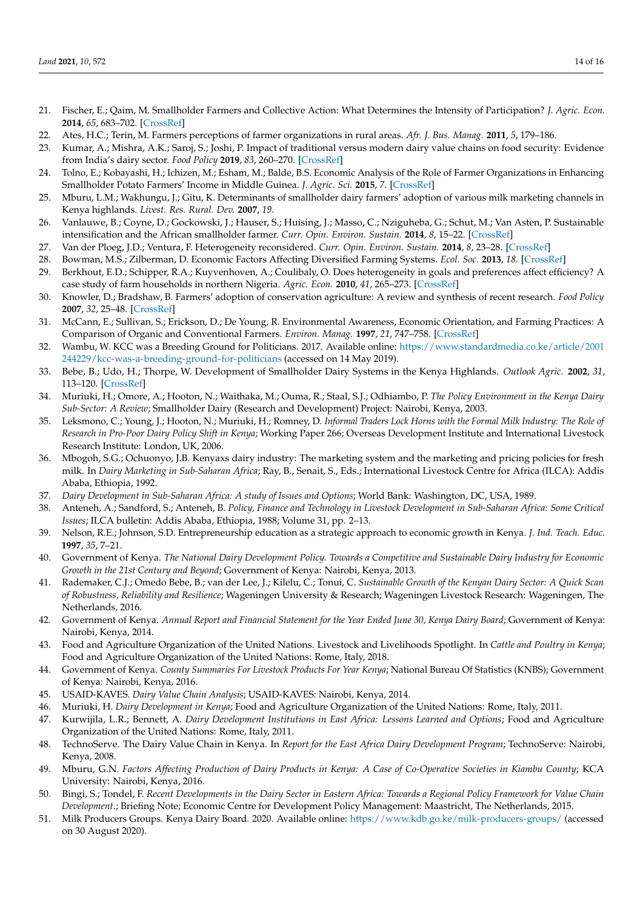21. Fischer, E.; Qaim, M. Smallholder Farmers and Collective Action: What Determines the Intensity of Participation? *J. Agric. Econ.* **2014**, *65*, 683–702. [CrossRef]
22. Ates, H.C.; Terin, M. Farmers perceptions of farmer organizations in rural areas. *Afr. J. Bus. Manag.* **2011**, *5*, 179–186.
23. Kumar, A.; Mishra, A.K.; Saroj, S.; Joshi, P. Impact of traditional versus modern dairy value chains on food security: Evidence from India's dairy sector. *Food Policy* **2019**, *83*, 260–270. [CrossRef]
24. Tolno, E.; Kobayashi, H.; Ichizen, M.; Esham, M.; Balde, B.S. Economic Analysis of the Role of Farmer Organizations in Enhancing Smallholder Potato Farmers' Income in Middle Guinea. *J. Agric. Sci.* **2015**, *7*. [CrossRef]
25. Mburu, L.M.; Wakhungu, J.; Gitu, K. Determinants of smallholder dairy farmers' adoption of various milk marketing channels in Kenya highlands. *Livest. Res. Rural. Dev.* **2007**, *19*.
26. Vanlauwe, B.; Coyne, D.; Gockowski, J.; Hauser, S.; Huising, J.; Masso, C.; Nziguheba, G.; Schut, M.; Van Asten, P. Sustainable intensification and the African smallholder farmer. *Curr. Opin. Environ. Sustain.* **2014**, *8*, 15–22. [CrossRef]
27. Van der Ploeg, J.D.; Ventura, F. Heterogeneity reconsidered. *Curr. Opin. Environ. Sustain.* **2014**, *8*, 23–28. [CrossRef]
28. Bowman, M.S.; Zilberman, D. Economic Factors Affecting Diversified Farming Systems. *Ecol. Soc.* **2013**, *18*. [CrossRef]
29. Berkhout, E.D.; Schipper, R.A.; Kuyvenhoven, A.; Coulibaly, O. Does heterogeneity in goals and preferences affect efficiency? A case study of farm households in northern Nigeria. *Agric. Econ.* **2010**, *41*, 265–273. [CrossRef]
30. Knowler, D.; Bradshaw, B. Farmers' adoption of conservation agriculture: A review and synthesis of recent research. *Food Policy* **2007**, *32*, 25–48. [CrossRef]
31. McCann, E.; Sullivan, S.; Erickson, D.; De Young, R. Environmental Awareness, Economic Orientation, and Farming Practices: A Comparison of Organic and Conventional Farmers. *Environ. Manag.* **1997**, *21*, 747–758. [CrossRef]
32. Wambu, W. KCC was a Breeding Ground for Politicians. 2017. Available online: https://www.standardmedia.co.ke/article/2001244229/kcc-was-a-breeding-ground-for-politicians (accessed on 14 May 2019).
33. Bebe, B.; Udo, H.; Thorpe, W. Development of Smallholder Dairy Systems in the Kenya Highlands. *Outlook Agric.* **2002**, *31*, 113–120. [CrossRef]
34. Muriuki, H.; Omore, A.; Hooton, N.; Waithaka, M.; Ouma, R.; Staal, S.J.; Odhiambo, P. *The Policy Environment in the Kenya Dairy Sub-Sector: A Review*; Smallholder Dairy (Research and Development) Project: Nairobi, Kenya, 2003.
35. Leksmono, C.; Young, J.; Hooton, N.; Muriuki, H.; Romney, D. *Informal Traders Lock Horns with the Formal Milk Industry: The Role of Research in Pro-Poor Dairy Policy Shift in Kenya*; Working Paper 266; Overseas Development Institute and International Livestock Research Institute: London, UK, 2006.
36. Mbogoh, S.G.; Ochuonyo, J.B. Kenyaxs dairy industry: The marketing system and the marketing and pricing policies for fresh milk. In *Dairy Marketing in Sub-Saharan Africa*; Ray, B., Senait, S., Eds.; International Livestock Centre for Africa (ILCA): Addis Ababa, Ethiopia, 1992.
37. *Dairy Development in Sub-Saharan Africa: A study of Issues and Options*; World Bank: Washington, DC, USA, 1989.
38. Anteneh, A.; Sandford, S.; Anteneh, B. *Policy, Finance and Technology in Livestock Development in Sub-Saharan Africa: Some Critical Issues*; ILCA bulletin: Addis Ababa, Ethiopia, 1988; Volume 31, pp. 2–13.
39. Nelson, R.E.; Johnson, S.D. Entrepreneurship education as a strategic approach to economic growth in Kenya. *J. Ind. Teach. Educ.* **1997**, *35*, 7–21.
40. Government of Kenya. *The National Dairy Development Policy. Towards a Competitive and Sustainable Dairy Industry for Economic Growth in the 21st Century and Beyond*; Government of Kenya: Nairobi, Kenya, 2013.
41. Rademaker, C.J.; Omedo Bebe, B.; van der Lee, J.; Kilelu, C.; Tonui, C. *Sustainable Growth of the Kenyan Dairy Sector: A Quick Scan of Robustness, Reliability and Resilience*; Wageningen University & Research; Wageningen Livestock Research: Wageningen, The Netherlands, 2016.
42. Government of Kenya. *Annual Report and Financial Statement for the Year Ended June 30, Kenya Dairy Board*; Government of Kenya: Nairobi, Kenya, 2014.
43. Food and Agriculture Organization of the United Nations. Livestock and Livelihoods Spotlight. In *Cattle and Poultry in Kenya*; Food and Agriculture Organization of the United Nations: Rome, Italy, 2018.
44. Government of Kenya. *County Summaries For Livestock Products For Year Kenya*; National Bureau Of Statistics (KNBS); Government of Kenya: Nairobi, Kenya, 2016.
45. USAID-KAVES. *Dairy Value Chain Analysis*; USAID-KAVES: Nairobi, Kenya, 2014.
46. Muriuki, H. *Dairy Development in Kenya*; Food and Agriculture Organization of the United Nations: Rome, Italy, 2011.
47. Kurwijila, L.R.; Bennett, A. *Dairy Development Institutions in East Africa: Lessons Learned and Options*; Food and Agriculture Organization of the United Nations: Rome, Italy, 2011.
48. TechnoServe. The Dairy Value Chain in Kenya. In *Report for the East Africa Dairy Development Program*; TechnoServe: Nairobi, Kenya, 2008.
49. Mburu, G.N. *Factors Affecting Production of Dairy Products in Kenya: A Case of Co-Operative Societies in Kiambu County*; KCA University: Nairobi, Kenya, 2016.
50. Bingi, S.; Tondel, F. *Recent Developments in the Dairy Sector in Eastern Africa: Towards a Regional Policy Framework for Value Chain Development.*; Briefing Note; Economic Centre for Development Policy Management: Maastricht, The Netherlands, 2015.
51. Milk Producers Groups. Kenya Dairy Board. 2020. Available online: https://www.kdb.go.ke/milk-producers-groups/ (accessed on 30 August 2020).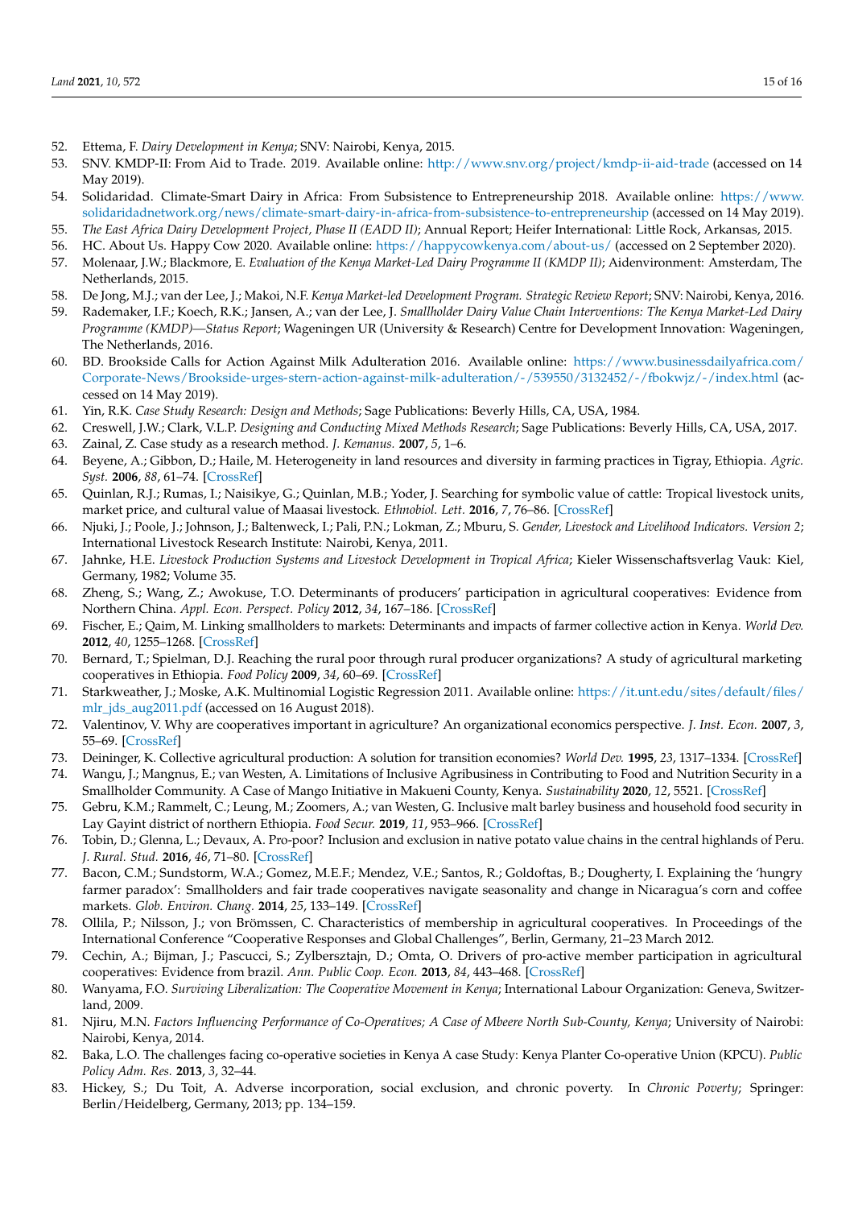52. Ettema, F. *Dairy Development in Kenya*; SNV: Nairobi, Kenya, 2015.
53. SNV. KMDP-II: From Aid to Trade. 2019. Available online: http://www.snv.org/project/kmdp-ii-aid-trade (accessed on 14 May 2019).
54. Solidaridad. Climate-Smart Dairy in Africa: From Subsistence to Entrepreneurship 2018. Available online: https://www.solidaridadnetwork.org/news/climate-smart-dairy-in-africa-from-subsistence-to-entrepreneurship (accessed on 14 May 2019).
55. *The East Africa Dairy Development Project, Phase II (EADD II)*; Annual Report; Heifer International: Little Rock, Arkansas, 2015.
56. HC. About Us. Happy Cow 2020. Available online: https://happycowkenya.com/about-us/ (accessed on 2 September 2020).
57. Molenaar, J.W.; Blackmore, E. *Evaluation of the Kenya Market-Led Dairy Programme II (KMDP II)*; Aidenvironment: Amsterdam, The Netherlands, 2015.
58. De Jong, M.J.; van der Lee, J.; Makoi, N.F. *Kenya Market-led Development Program. Strategic Review Report*; SNV: Nairobi, Kenya, 2016.
59. Rademaker, I.F.; Koech, R.K.; Jansen, A.; van der Lee, J. *Smallholder Dairy Value Chain Interventions: The Kenya Market-Led Dairy Programme (KMDP)—Status Report*; Wageningen UR (University & Research) Centre for Development Innovation: Wageningen, The Netherlands, 2016.
60. BD. Brookside Calls for Action Against Milk Adulteration 2016. Available online: https://www.businessdailyafrica.com/Corporate-News/Brookside-urges-stern-action-against-milk-adulteration/-/539550/3132452/-/fbokwjz/-/index.html (accessed on 14 May 2019).
61. Yin, R.K. *Case Study Research: Design and Methods*; Sage Publications: Beverly Hills, CA, USA, 1984.
62. Creswell, J.W.; Clark, V.L.P. *Designing and Conducting Mixed Methods Research*; Sage Publications: Beverly Hills, CA, USA, 2017.
63. Zainal, Z. Case study as a research method. *J. Kemanus.* **2007**, *5*, 1–6.
64. Beyene, A.; Gibbon, D.; Haile, M. Heterogeneity in land resources and diversity in farming practices in Tigray, Ethiopia. *Agric. Syst.* **2006**, *88*, 61–74. [CrossRef]
65. Quinlan, R.J.; Rumas, I.; Naisikye, G.; Quinlan, M.B.; Yoder, J. Searching for symbolic value of cattle: Tropical livestock units, market price, and cultural value of Maasai livestock. *Ethnobiol. Lett.* **2016**, *7*, 76–86. [CrossRef]
66. Njuki, J.; Poole, J.; Johnson, J.; Baltenweck, I.; Pali, P.N.; Lokman, Z.; Mburu, S. *Gender, Livestock and Livelihood Indicators. Version 2*; International Livestock Research Institute: Nairobi, Kenya, 2011.
67. Jahnke, H.E. *Livestock Production Systems and Livestock Development in Tropical Africa*; Kieler Wissenschaftsverlag Vauk: Kiel, Germany, 1982; Volume 35.
68. Zheng, S.; Wang, Z.; Awokuse, T.O. Determinants of producers' participation in agricultural cooperatives: Evidence from Northern China. *Appl. Econ. Perspect. Policy* **2012**, *34*, 167–186. [CrossRef]
69. Fischer, E.; Qaim, M. Linking smallholders to markets: Determinants and impacts of farmer collective action in Kenya. *World Dev.* **2012**, *40*, 1255–1268. [CrossRef]
70. Bernard, T.; Spielman, D.J. Reaching the rural poor through rural producer organizations? A study of agricultural marketing cooperatives in Ethiopia. *Food Policy* **2009**, *34*, 60–69. [CrossRef]
71. Starkweather, J.; Moske, A.K. Multinomial Logistic Regression 2011. Available online: https://it.unt.edu/sites/default/files/mlr_jds_aug2011.pdf (accessed on 16 August 2018).
72. Valentinov, V. Why are cooperatives important in agriculture? An organizational economics perspective. *J. Inst. Econ.* **2007**, *3*, 55–69. [CrossRef]
73. Deininger, K. Collective agricultural production: A solution for transition economies? *World Dev.* **1995**, *23*, 1317–1334. [CrossRef]
74. Wangu, J.; Mangnus, E.; van Westen, A. Limitations of Inclusive Agribusiness in Contributing to Food and Nutrition Security in a Smallholder Community. A Case of Mango Initiative in Makueni County, Kenya. *Sustainability* **2020**, *12*, 5521. [CrossRef]
75. Gebru, K.M.; Rammelt, C.; Leung, M.; Zoomers, A.; van Westen, G. Inclusive malt barley business and household food security in Lay Gayint district of northern Ethiopia. *Food Secur.* **2019**, *11*, 953–966. [CrossRef]
76. Tobin, D.; Glenna, L.; Devaux, A. Pro-poor? Inclusion and exclusion in native potato value chains in the central highlands of Peru. *J. Rural. Stud.* **2016**, *46*, 71–80. [CrossRef]
77. Bacon, C.M.; Sundstorm, W.A.; Gomez, M.E.F.; Mendez, V.E.; Santos, R.; Goldoftas, B.; Dougherty, I. Explaining the 'hungry farmer paradox': Smallholders and fair trade cooperatives navigate seasonality and change in Nicaragua's corn and coffee markets. *Glob. Environ. Chang.* **2014**, *25*, 133–149. [CrossRef]
78. Ollila, P.; Nilsson, J.; von Brömssen, C. Characteristics of membership in agricultural cooperatives. In Proceedings of the International Conference "Cooperative Responses and Global Challenges", Berlin, Germany, 21–23 March 2012.
79. Cechin, A.; Bijman, J.; Pascucci, S.; Zylbersztajn, D.; Omta, O. Drivers of pro-active member participation in agricultural cooperatives: Evidence from brazil. *Ann. Public Coop. Econ.* **2013**, *84*, 443–468. [CrossRef]
80. Wanyama, F.O. *Surviving Liberalization: The Cooperative Movement in Kenya*; International Labour Organization: Geneva, Switzerland, 2009.
81. Njiru, M.N. *Factors Influencing Performance of Co-Operatives; A Case of Mbeere North Sub-County, Kenya*; University of Nairobi: Nairobi, Kenya, 2014.
82. Baka, L.O. The challenges facing co-operative societies in Kenya A case Study: Kenya Planter Co-operative Union (KPCU). *Public Policy Adm. Res.* **2013**, *3*, 32–44.
83. Hickey, S.; Du Toit, A. Adverse incorporation, social exclusion, and chronic poverty. In *Chronic Poverty*; Springer: Berlin/Heidelberg, Germany, 2013; pp. 134–159.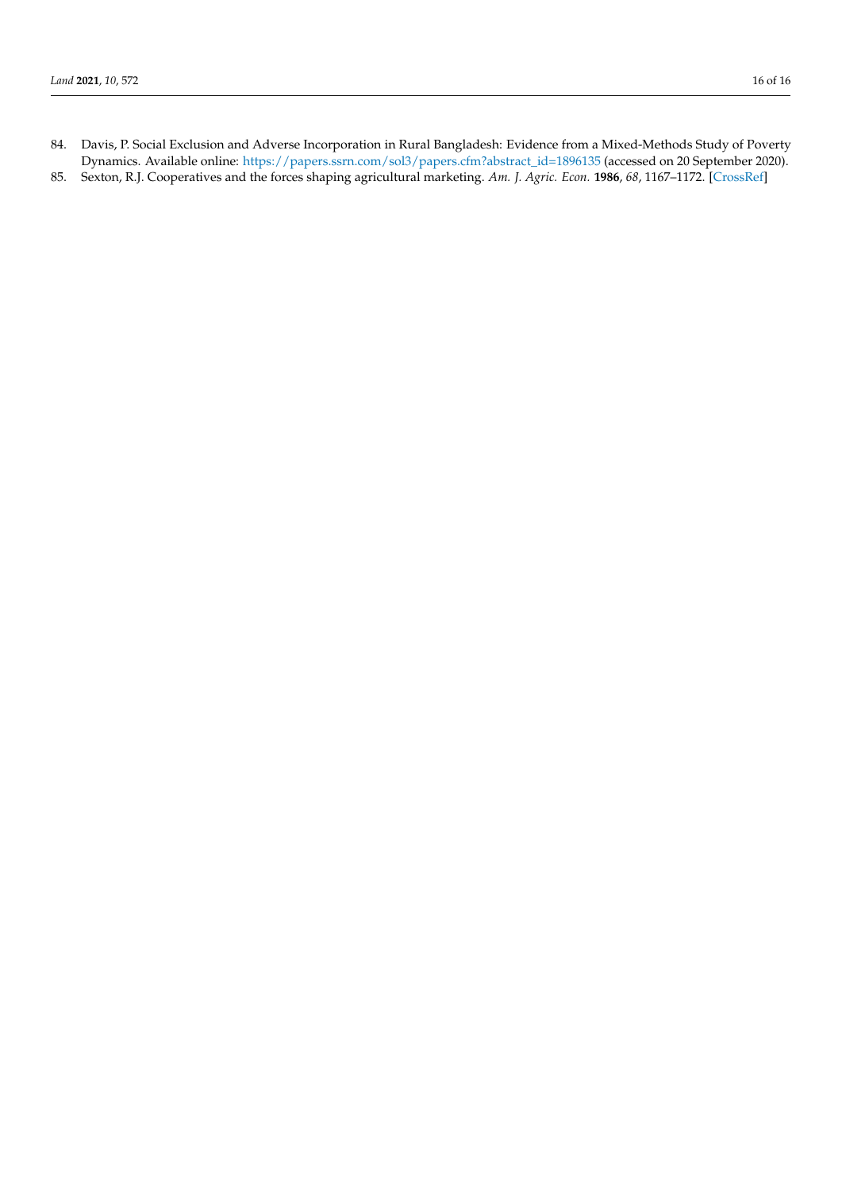84. Davis, P. Social Exclusion and Adverse Incorporation in Rural Bangladesh: Evidence from a Mixed-Methods Study of Poverty Dynamics. Available online: https://papers.ssrn.com/sol3/papers.cfm?abstract_id=1896135 (accessed on 20 September 2020).
85. Sexton, R.J. Cooperatives and the forces shaping agricultural marketing. *Am. J. Agric. Econ.* **1986**, *68*, 1167–1172. [CrossRef]